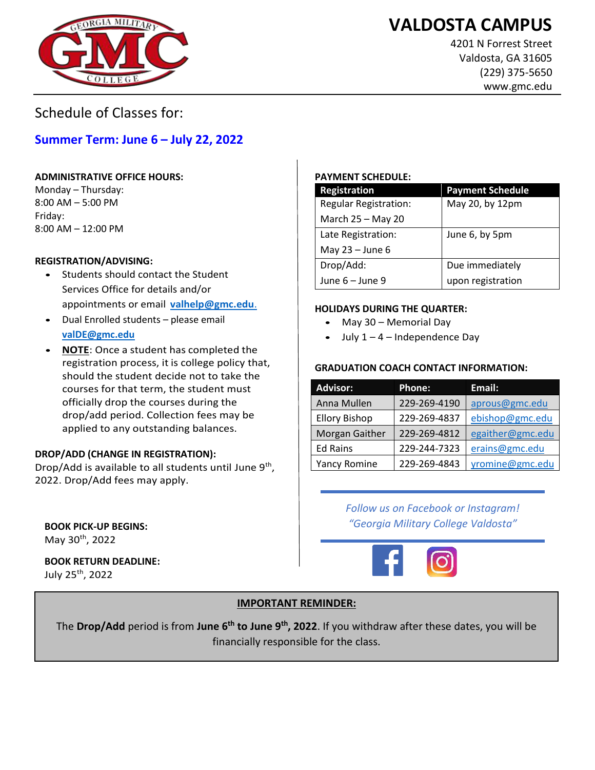# VALDOSTA CAMPUS

4201 N Forrest Street
Valdosta, GA 31605
(229) 375-5650
www.gmc.edu

## Schedule of Classes for:

## Summer Term: June 6 – July 22, 2022

**ADMINISTRATIVE OFFICE HOURS:**

Monday – Thursday:
8:00 AM – 5:00 PM
Friday:
8:00 AM – 12:00 PM

**REGISTRATION/ADVISING:**

- Students should contact the Student Services Office for details and/or appointments or email **valhelp@gmc.edu**.
- Dual Enrolled students – please email **valDE@gmc.edu**
- **NOTE**: Once a student has completed the registration process, it is college policy that, should the student decide not to take the courses for that term, the student must officially drop the courses during the drop/add period. Collection fees may be applied to any outstanding balances.

**DROP/ADD (CHANGE IN REGISTRATION):**

Drop/Add is available to all students until June 9th, 2022. Drop/Add fees may apply.

**BOOK PICK-UP BEGINS:**
May 30th, 2022

**BOOK RETURN DEADLINE:**
July 25th, 2022

**PAYMENT SCHEDULE:**

| Registration | Payment Schedule |
|---|---|
| Regular Registration: March 25 – May 20 | May 20, by 12pm |
| Late Registration: May 23 – June 6 | June 6, by 5pm |
| Drop/Add: June 6 – June 9 | Due immediately upon registration |

**HOLIDAYS DURING THE QUARTER:**

- May 30 – Memorial Day
- July 1 – 4 – Independence Day

**GRADUATION COACH CONTACT INFORMATION:**

| Advisor: | Phone: | Email: |
|---|---|---|
| Anna Mullen | 229-269-4190 | aprous@gmc.edu |
| Ellory Bishop | 229-269-4837 | ebishop@gmc.edu |
| Morgan Gaither | 229-269-4812 | egaither@gmc.edu |
| Ed Rains | 229-244-7323 | erains@gmc.edu |
| Yancy Romine | 229-269-4843 | yromine@gmc.edu |

*Follow us on Facebook or Instagram!*
*"Georgia Military College Valdosta"*

**IMPORTANT REMINDER:**

The **Drop/Add** period is from **June 6th to June 9th, 2022**. If you withdraw after these dates, you will be financially responsible for the class.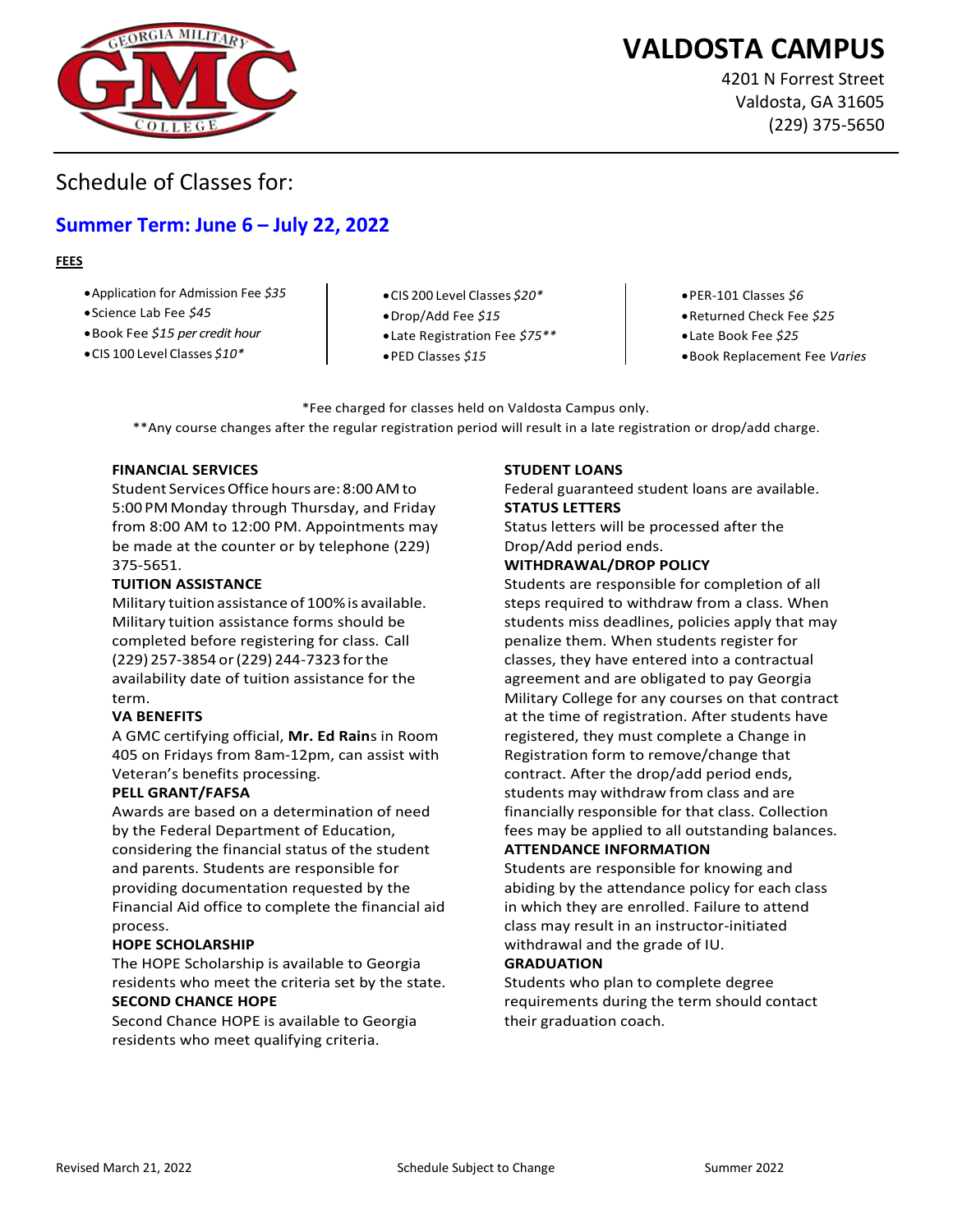# VALDOSTA CAMPUS

4201 N Forrest Street
Valdosta, GA 31605
(229) 375-5650

## Schedule of Classes for:

## Summer Term: June 6 – July 22, 2022

**FEES**

- Application for Admission Fee *$35*
- Science Lab Fee *$45*
- Book Fee *$15 per credit hour*
- CIS 100 Level Classes *$10**
- CIS 200 Level Classes *$20**
- Drop/Add Fee *$15*
- Late Registration Fee *$75***
- PED Classes *$15*
- PER-101 Classes *$6*
- Returned Check Fee *$25*
- Late Book Fee *$25*
- Book Replacement Fee *Varies*

*Fee charged for classes held on Valdosta Campus only.

**Any course changes after the regular registration period will result in a late registration or drop/add charge.

**FINANCIAL SERVICES**

Student Services Office hours are: 8:00 AM to 5:00 PM Monday through Thursday, and Friday from 8:00 AM to 12:00 PM. Appointments may be made at the counter or by telephone (229) 375-5651.

**TUITION ASSISTANCE**

Military tuition assistance of 100% is available. Military tuition assistance forms should be completed before registering for class. Call (229) 257-3854 or (229) 244-7323 for the availability date of tuition assistance for the term.

**VA BENEFITS**

A GMC certifying official, **Mr. Ed Rain**s in Room 405 on Fridays from 8am-12pm, can assist with Veteran's benefits processing.

**PELL GRANT/FAFSA**

Awards are based on a determination of need by the Federal Department of Education, considering the financial status of the student and parents. Students are responsible for providing documentation requested by the Financial Aid office to complete the financial aid process.

**HOPE SCHOLARSHIP**

The HOPE Scholarship is available to Georgia residents who meet the criteria set by the state.

**SECOND CHANCE HOPE**

Second Chance HOPE is available to Georgia residents who meet qualifying criteria.

**STUDENT LOANS**

Federal guaranteed student loans are available.

**STATUS LETTERS**

Status letters will be processed after the Drop/Add period ends.

**WITHDRAWAL/DROP POLICY**

Students are responsible for completion of all steps required to withdraw from a class. When students miss deadlines, policies apply that may penalize them. When students register for classes, they have entered into a contractual agreement and are obligated to pay Georgia Military College for any courses on that contract at the time of registration. After students have registered, they must complete a Change in Registration form to remove/change that contract. After the drop/add period ends, students may withdraw from class and are financially responsible for that class. Collection fees may be applied to all outstanding balances.

**ATTENDANCE INFORMATION**

Students are responsible for knowing and abiding by the attendance policy for each class in which they are enrolled. Failure to attend class may result in an instructor-initiated withdrawal and the grade of IU.

**GRADUATION**

Students who plan to complete degree requirements during the term should contact their graduation coach.

Revised March 21, 2022 | Schedule Subject to Change | Summer 2022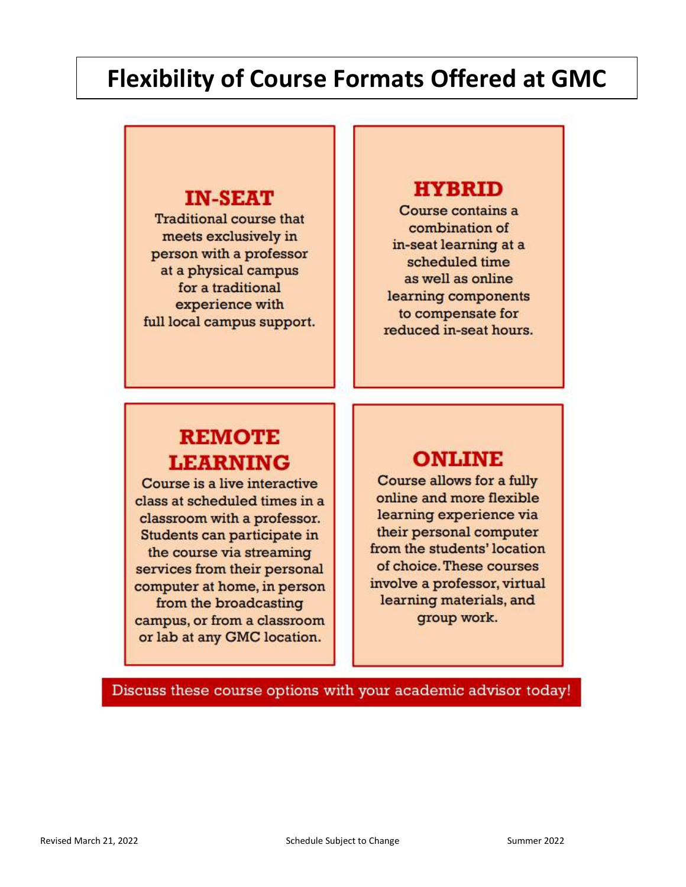# Flexibility of Course Formats Offered at GMC

## IN-SEAT

Traditional course that meets exclusively in person with a professor at a physical campus for a traditional experience with full local campus support.

## HYBRID

Course contains a combination of in-seat learning at a scheduled time as well as online learning components to compensate for reduced in-seat hours.

## REMOTE LEARNING

Course is a live interactive class at scheduled times in a classroom with a professor. Students can participate in the course via streaming services from their personal computer at home, in person from the broadcasting campus, or from a classroom or lab at any GMC location.

## ONLINE

Course allows for a fully online and more flexible learning experience via their personal computer from the students' location of choice. These courses involve a professor, virtual learning materials, and group work.

Discuss these course options with your academic advisor today!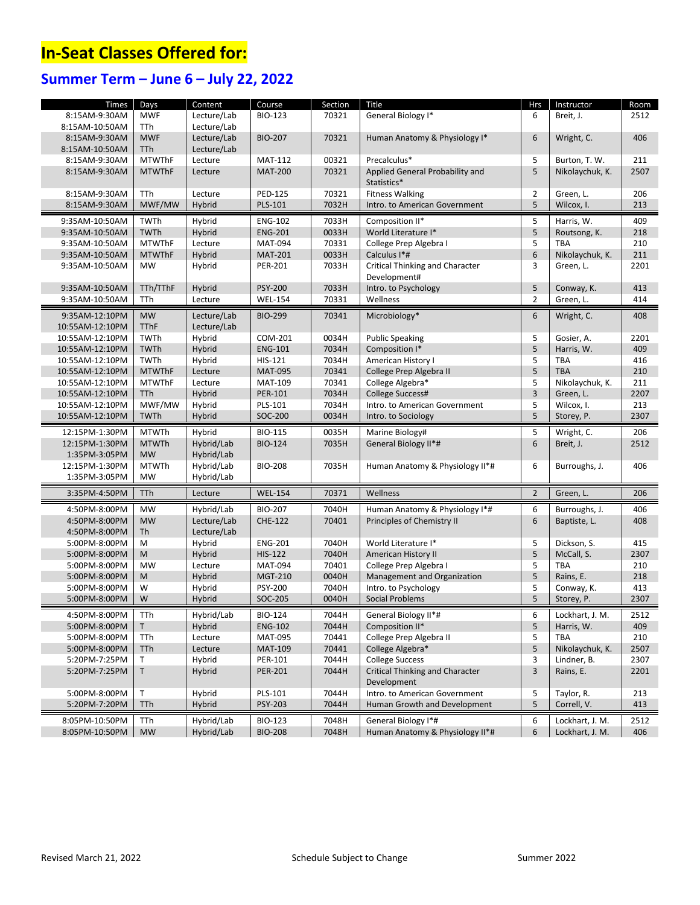# In-Seat Classes Offered for:

## Summer Term – June 6 – July 22, 2022

| Times | Days | Content | Course | Section | Title | Hrs | Instructor | Room |
|---|---|---|---|---|---|---|---|---|
| 8:15AM-9:30AM<br>8:15AM-10:50AM | MWF<br>TTh | Lecture/Lab<br>Lecture/Lab | BIO-123 | 70321 | General Biology I* | 6 | Breit, J. | 2512 |
| 8:15AM-9:30AM<br>8:15AM-10:50AM | MWF<br>TTh | Lecture/Lab<br>Lecture/Lab | BIO-207 | 70321 | Human Anatomy & Physiology I* | 6 | Wright, C. | 406 |
| 8:15AM-9:30AM | MTWThF | Lecture | MAT-112 | 00321 | Precalculus* | 5 | Burton, T. W. | 211 |
| 8:15AM-9:30AM | MTWThF | Lecture | MAT-200 | 70321 | Applied General Probability and Statistics* | 5 | Nikolaychuk, K. | 2507 |
| 8:15AM-9:30AM | TTh | Lecture | PED-125 | 70321 | Fitness Walking | 2 | Green, L. | 206 |
| 8:15AM-9:30AM | MWF/MW | Hybrid | PLS-101 | 7032H | Intro. to American Government | 5 | Wilcox, I. | 213 |
| 9:35AM-10:50AM | TWTh | Hybrid | ENG-102 | 7033H | Composition II* | 5 | Harris, W. | 409 |
| 9:35AM-10:50AM | TWTh | Hybrid | ENG-201 | 0033H | World Literature I* | 5 | Routsong, K. | 218 |
| 9:35AM-10:50AM | MTWThF | Lecture | MAT-094 | 70331 | College Prep Algebra I | 5 | TBA | 210 |
| 9:35AM-10:50AM | MTWThF | Hybrid | MAT-201 | 0033H | Calculus I*# | 6 | Nikolaychuk, K. | 211 |
| 9:35AM-10:50AM | MW | Hybrid | PER-201 | 7033H | Critical Thinking and Character Development# | 3 | Green, L. | 2201 |
| 9:35AM-10:50AM | TTh/TThF | Hybrid | PSY-200 | 7033H | Intro. to Psychology | 5 | Conway, K. | 413 |
| 9:35AM-10:50AM | TTh | Lecture | WEL-154 | 70331 | Wellness | 2 | Green, L. | 414 |
| 9:35AM-12:10PM<br>10:55AM-12:10PM | MW<br>TThF | Lecture/Lab<br>Lecture/Lab | BIO-299 | 70341 | Microbiology* | 6 | Wright, C. | 408 |
| 10:55AM-12:10PM | TWTh | Hybrid | COM-201 | 0034H | Public Speaking | 5 | Gosier, A. | 2201 |
| 10:55AM-12:10PM | TWTh | Hybrid | ENG-101 | 7034H | Composition I* | 5 | Harris, W. | 409 |
| 10:55AM-12:10PM | TWTh | Hybrid | HIS-121 | 7034H | American History I | 5 | TBA | 416 |
| 10:55AM-12:10PM | MTWThF | Lecture | MAT-095 | 70341 | College Prep Algebra II | 5 | TBA | 210 |
| 10:55AM-12:10PM | MTWThF | Lecture | MAT-109 | 70341 | College Algebra* | 5 | Nikolaychuk, K. | 211 |
| 10:55AM-12:10PM | TTh | Hybrid | PER-101 | 7034H | College Success# | 3 | Green, L. | 2207 |
| 10:55AM-12:10PM | MWF/MW | Hybrid | PLS-101 | 7034H | Intro. to American Government | 5 | Wilcox, I. | 213 |
| 10:55AM-12:10PM | TWTh | Hybrid | SOC-200 | 0034H | Intro. to Sociology | 5 | Storey, P. | 2307 |
| 12:15PM-1:30PM | MTWTh | Hybrid | BIO-115 | 0035H | Marine Biology# | 5 | Wright, C. | 206 |
| 12:15PM-1:30PM<br>1:35PM-3:05PM | MTWTh<br>MW | Hybrid/Lab<br>Hybrid/Lab | BIO-124 | 7035H | General Biology II*# | 6 | Breit, J. | 2512 |
| 12:15PM-1:30PM<br>1:35PM-3:05PM | MTWTh<br>MW | Hybrid/Lab<br>Hybrid/Lab | BIO-208 | 7035H | Human Anatomy & Physiology II*# | 6 | Burroughs, J. | 406 |
| 3:35PM-4:50PM | TTh | Lecture | WEL-154 | 70371 | Wellness | 2 | Green, L. | 206 |
| 4:50PM-8:00PM | MW | Hybrid/Lab | BIO-207 | 7040H | Human Anatomy & Physiology I*# | 6 | Burroughs, J. | 406 |
| 4:50PM-8:00PM<br>4:50PM-8:00PM | MW<br>Th | Lecture/Lab<br>Lecture/Lab | CHE-122 | 70401 | Principles of Chemistry II | 6 | Baptiste, L. | 408 |
| 5:00PM-8:00PM | M | Hybrid | ENG-201 | 7040H | World Literature I* | 5 | Dickson, S. | 415 |
| 5:00PM-8:00PM | M | Hybrid | HIS-122 | 7040H | American History II | 5 | McCall, S. | 2307 |
| 5:00PM-8:00PM | MW | Lecture | MAT-094 | 70401 | College Prep Algebra I | 5 | TBA | 210 |
| 5:00PM-8:00PM | M | Hybrid | MGT-210 | 0040H | Management and Organization | 5 | Rains, E. | 218 |
| 5:00PM-8:00PM | W | Hybrid | PSY-200 | 7040H | Intro. to Psychology | 5 | Conway, K. | 413 |
| 5:00PM-8:00PM | W | Hybrid | SOC-205 | 0040H | Social Problems | 5 | Storey, P. | 2307 |
| 4:50PM-8:00PM | TTh | Hybrid/Lab | BIO-124 | 7044H | General Biology II*# | 6 | Lockhart, J. M. | 2512 |
| 5:00PM-8:00PM | T | Hybrid | ENG-102 | 7044H | Composition II* | 5 | Harris, W. | 409 |
| 5:00PM-8:00PM | TTh | Lecture | MAT-095 | 70441 | College Prep Algebra II | 5 | TBA | 210 |
| 5:00PM-8:00PM | TTh | Lecture | MAT-109 | 70441 | College Algebra* | 5 | Nikolaychuk, K. | 2507 |
| 5:20PM-7:25PM | T | Hybrid | PER-101 | 7044H | College Success | 3 | Lindner, B. | 2307 |
| 5:20PM-7:25PM | T | Hybrid | PER-201 | 7044H | Critical Thinking and Character Development | 3 | Rains, E. | 2201 |
| 5:00PM-8:00PM | T | Hybrid | PLS-101 | 7044H | Intro. to American Government | 5 | Taylor, R. | 213 |
| 5:20PM-7:20PM | TTh | Hybrid | PSY-203 | 7044H | Human Growth and Development | 5 | Correll, V. | 413 |
| 8:05PM-10:50PM | TTh | Hybrid/Lab | BIO-123 | 7048H | General Biology I*# | 6 | Lockhart, J. M. | 2512 |
| 8:05PM-10:50PM | MW | Hybrid/Lab | BIO-208 | 7048H | Human Anatomy & Physiology II*# | 6 | Lockhart, J. M. | 406 |

Revised March 21, 2022 Schedule Subject to Change Summer 2022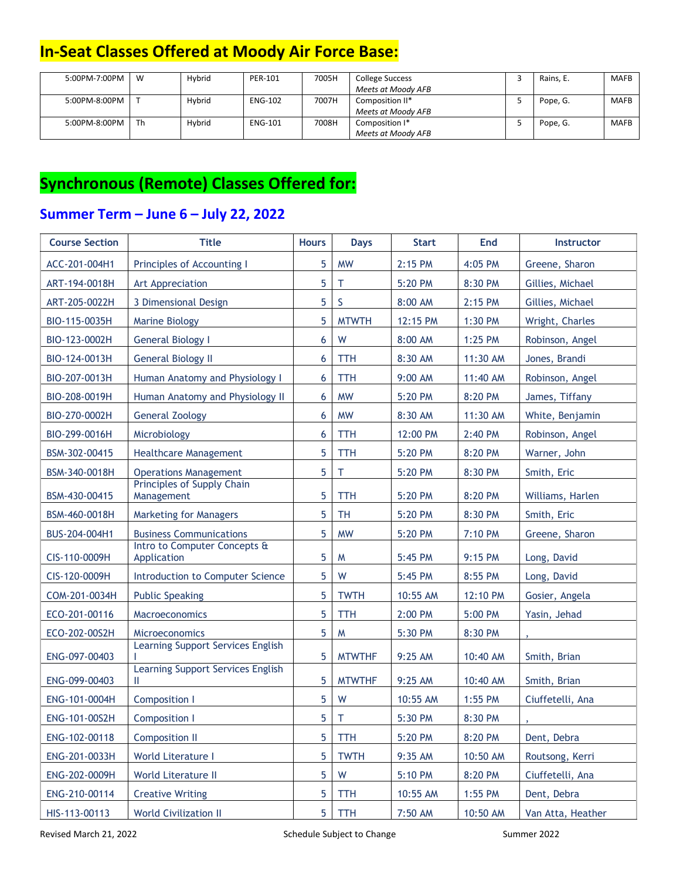## In-Seat Classes Offered at Moody Air Force Base:

| | | | | | | | | |
|---|---|---|---|---|---|---|---|---|
| 5:00PM-7:00PM | W | Hybrid | PER-101 | 7005H | College Success *Meets at Moody AFB* | 3 | Rains, E. | MAFB |
| 5:00PM-8:00PM | T | Hybrid | ENG-102 | 7007H | Composition II* *Meets at Moody AFB* | 5 | Pope, G. | MAFB |
| 5:00PM-8:00PM | Th | Hybrid | ENG-101 | 7008H | Composition I* *Meets at Moody AFB* | 5 | Pope, G. | MAFB |

## Synchronous (Remote) Classes Offered for:

### Summer Term – June 6 – July 22, 2022

| Course Section | Title | Hours | Days | Start | End | Instructor |
|---|---|---|---|---|---|---|
| ACC-201-004H1 | Principles of Accounting I | 5 | MW | 2:15 PM | 4:05 PM | Greene, Sharon |
| ART-194-0018H | Art Appreciation | 5 | T | 5:20 PM | 8:30 PM | Gillies, Michael |
| ART-205-0022H | 3 Dimensional Design | 5 | S | 8:00 AM | 2:15 PM | Gillies, Michael |
| BIO-115-0035H | Marine Biology | 5 | MTWTH | 12:15 PM | 1:30 PM | Wright, Charles |
| BIO-123-0002H | General Biology I | 6 | W | 8:00 AM | 1:25 PM | Robinson, Angel |
| BIO-124-0013H | General Biology II | 6 | TTH | 8:30 AM | 11:30 AM | Jones, Brandi |
| BIO-207-0013H | Human Anatomy and Physiology I | 6 | TTH | 9:00 AM | 11:40 AM | Robinson, Angel |
| BIO-208-0019H | Human Anatomy and Physiology II | 6 | MW | 5:20 PM | 8:20 PM | James, Tiffany |
| BIO-270-0002H | General Zoology | 6 | MW | 8:30 AM | 11:30 AM | White, Benjamin |
| BIO-299-0016H | Microbiology | 6 | TTH | 12:00 PM | 2:40 PM | Robinson, Angel |
| BSM-302-00415 | Healthcare Management | 5 | TTH | 5:20 PM | 8:20 PM | Warner, John |
| BSM-340-0018H | Operations Management | 5 | T | 5:20 PM | 8:30 PM | Smith, Eric |
| BSM-430-00415 | Principles of Supply Chain Management | 5 | TTH | 5:20 PM | 8:20 PM | Williams, Harlen |
| BSM-460-0018H | Marketing for Managers | 5 | TH | 5:20 PM | 8:30 PM | Smith, Eric |
| BUS-204-004H1 | Business Communications | 5 | MW | 5:20 PM | 7:10 PM | Greene, Sharon |
| CIS-110-0009H | Intro to Computer Concepts & Application | 5 | M | 5:45 PM | 9:15 PM | Long, David |
| CIS-120-0009H | Introduction to Computer Science | 5 | W | 5:45 PM | 8:55 PM | Long, David |
| COM-201-0034H | Public Speaking | 5 | TWTH | 10:55 AM | 12:10 PM | Gosier, Angela |
| ECO-201-00116 | Macroeconomics | 5 | TTH | 2:00 PM | 5:00 PM | Yasin, Jehad |
| ECO-202-00S2H | Microeconomics | 5 | M | 5:30 PM | 8:30 PM | , |
| ENG-097-00403 | Learning Support Services English I | 5 | MTWTHF | 9:25 AM | 10:40 AM | Smith, Brian |
| ENG-099-00403 | Learning Support Services English II | 5 | MTWTHF | 9:25 AM | 10:40 AM | Smith, Brian |
| ENG-101-0004H | Composition I | 5 | W | 10:55 AM | 1:55 PM | Ciuffetelli, Ana |
| ENG-101-00S2H | Composition I | 5 | T | 5:30 PM | 8:30 PM | , |
| ENG-102-00118 | Composition II | 5 | TTH | 5:20 PM | 8:20 PM | Dent, Debra |
| ENG-201-0033H | World Literature I | 5 | TWTH | 9:35 AM | 10:50 AM | Routsong, Kerri |
| ENG-202-0009H | World Literature II | 5 | W | 5:10 PM | 8:20 PM | Ciuffetelli, Ana |
| ENG-210-00114 | Creative Writing | 5 | TTH | 10:55 AM | 1:55 PM | Dent, Debra |
| HIS-113-00113 | World Civilization II | 5 | TTH | 7:50 AM | 10:50 AM | Van Atta, Heather |

Revised March 21, 2022 Schedule Subject to Change Summer 2022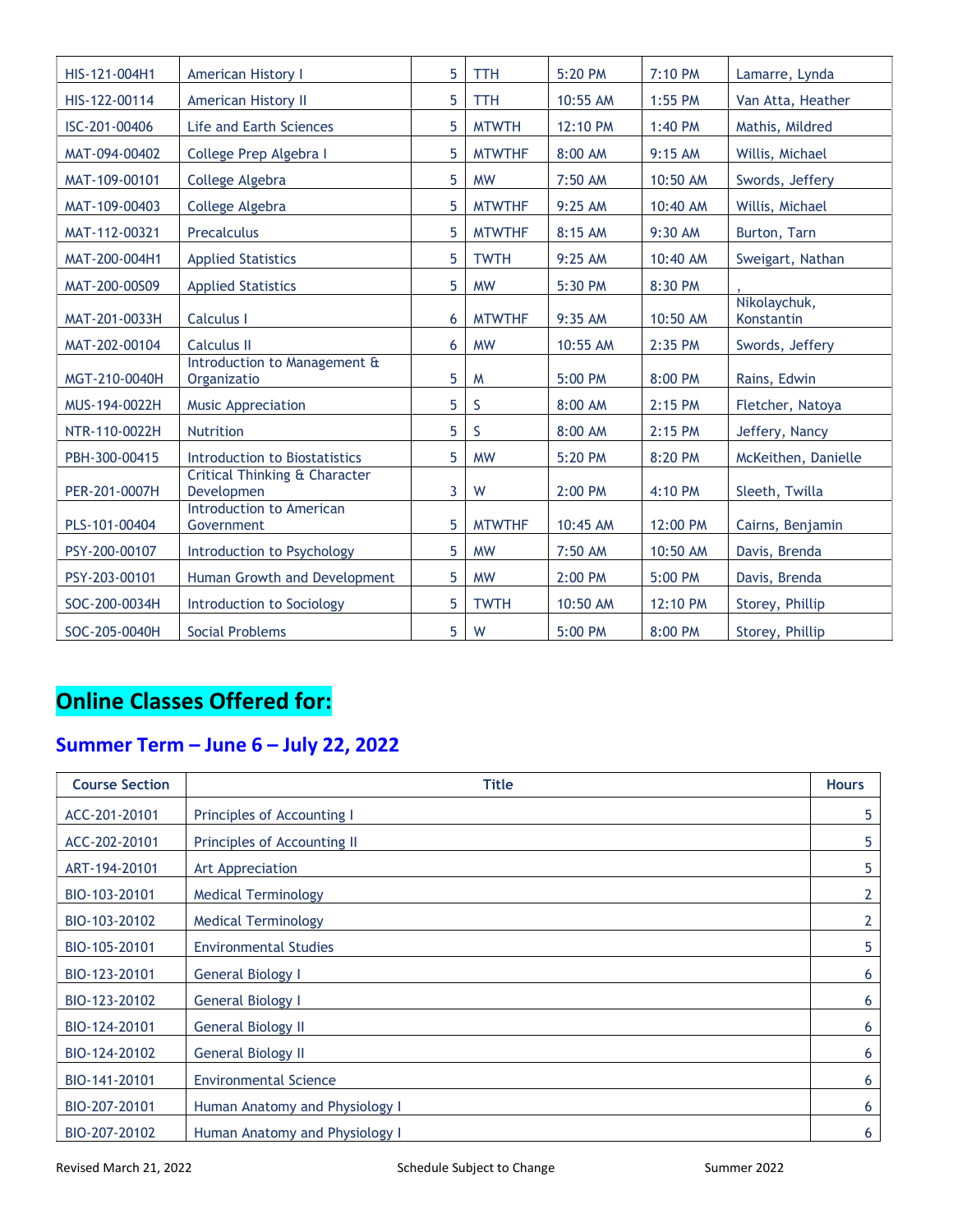| | | | | | | |
|---|---|---|---|---|---|---|
| HIS-121-004H1 | American History I | 5 | TTH | 5:20 PM | 7:10 PM | Lamarre, Lynda |
| HIS-122-00114 | American History II | 5 | TTH | 10:55 AM | 1:55 PM | Van Atta, Heather |
| ISC-201-00406 | Life and Earth Sciences | 5 | MTWTH | 12:10 PM | 1:40 PM | Mathis, Mildred |
| MAT-094-00402 | College Prep Algebra I | 5 | MTWTHF | 8:00 AM | 9:15 AM | Willis, Michael |
| MAT-109-00101 | College Algebra | 5 | MW | 7:50 AM | 10:50 AM | Swords, Jeffery |
| MAT-109-00403 | College Algebra | 5 | MTWTHF | 9:25 AM | 10:40 AM | Willis, Michael |
| MAT-112-00321 | Precalculus | 5 | MTWTHF | 8:15 AM | 9:30 AM | Burton, Tarn |
| MAT-200-004H1 | Applied Statistics | 5 | TWTH | 9:25 AM | 10:40 AM | Sweigart, Nathan |
| MAT-200-00S09 | Applied Statistics | 5 | MW | 5:30 PM | 8:30 PM | , |
| MAT-201-0033H | Calculus I | 6 | MTWTHF | 9:35 AM | 10:50 AM | Nikolaychuk, Konstantin |
| MAT-202-00104 | Calculus II | 6 | MW | 10:55 AM | 2:35 PM | Swords, Jeffery |
| MGT-210-0040H | Introduction to Management & Organizatio | 5 | M | 5:00 PM | 8:00 PM | Rains, Edwin |
| MUS-194-0022H | Music Appreciation | 5 | S | 8:00 AM | 2:15 PM | Fletcher, Natoya |
| NTR-110-0022H | Nutrition | 5 | S | 8:00 AM | 2:15 PM | Jeffery, Nancy |
| PBH-300-00415 | Introduction to Biostatistics | 5 | MW | 5:20 PM | 8:20 PM | McKeithen, Danielle |
| PER-201-0007H | Critical Thinking & Character Developmen | 3 | W | 2:00 PM | 4:10 PM | Sleeth, Twilla |
| PLS-101-00404 | Introduction to American Government | 5 | MTWTHF | 10:45 AM | 12:00 PM | Cairns, Benjamin |
| PSY-200-00107 | Introduction to Psychology | 5 | MW | 7:50 AM | 10:50 AM | Davis, Brenda |
| PSY-203-00101 | Human Growth and Development | 5 | MW | 2:00 PM | 5:00 PM | Davis, Brenda |
| SOC-200-0034H | Introduction to Sociology | 5 | TWTH | 10:50 AM | 12:10 PM | Storey, Phillip |
| SOC-205-0040H | Social Problems | 5 | W | 5:00 PM | 8:00 PM | Storey, Phillip |

# Online Classes Offered for:

## Summer Term – June 6 – July 22, 2022

| Course Section | Title | Hours |
|---|---|---|
| ACC-201-20101 | Principles of Accounting I | 5 |
| ACC-202-20101 | Principles of Accounting II | 5 |
| ART-194-20101 | Art Appreciation | 5 |
| BIO-103-20101 | Medical Terminology | 2 |
| BIO-103-20102 | Medical Terminology | 2 |
| BIO-105-20101 | Environmental Studies | 5 |
| BIO-123-20101 | General Biology I | 6 |
| BIO-123-20102 | General Biology I | 6 |
| BIO-124-20101 | General Biology II | 6 |
| BIO-124-20102 | General Biology II | 6 |
| BIO-141-20101 | Environmental Science | 6 |
| BIO-207-20101 | Human Anatomy and Physiology I | 6 |
| BIO-207-20102 | Human Anatomy and Physiology I | 6 |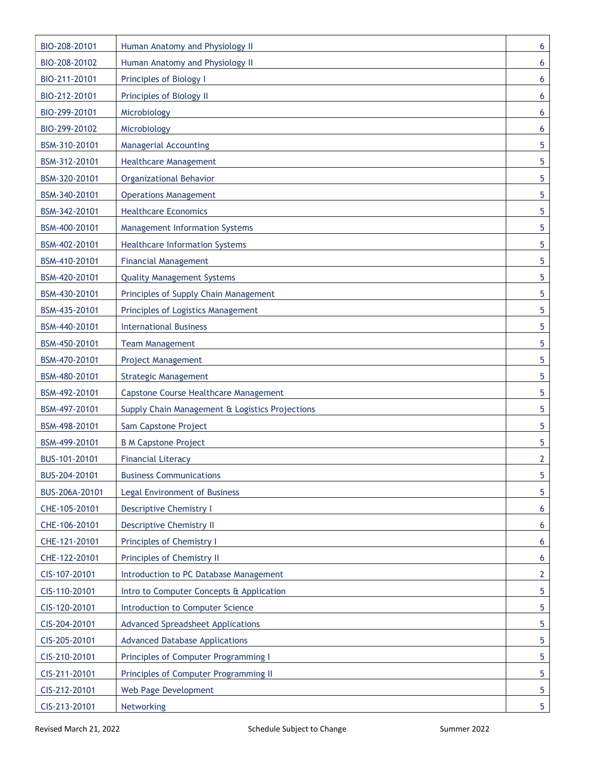| | | |
|---|---|---|
| BIO-208-20101 | Human Anatomy and Physiology II | 6 |
| BIO-208-20102 | Human Anatomy and Physiology II | 6 |
| BIO-211-20101 | Principles of Biology I | 6 |
| BIO-212-20101 | Principles of Biology II | 6 |
| BIO-299-20101 | Microbiology | 6 |
| BIO-299-20102 | Microbiology | 6 |
| BSM-310-20101 | Managerial Accounting | 5 |
| BSM-312-20101 | Healthcare Management | 5 |
| BSM-320-20101 | Organizational Behavior | 5 |
| BSM-340-20101 | Operations Management | 5 |
| BSM-342-20101 | Healthcare Economics | 5 |
| BSM-400-20101 | Management Information Systems | 5 |
| BSM-402-20101 | Healthcare Information Systems | 5 |
| BSM-410-20101 | Financial Management | 5 |
| BSM-420-20101 | Quality Management Systems | 5 |
| BSM-430-20101 | Principles of Supply Chain Management | 5 |
| BSM-435-20101 | Principles of Logistics Management | 5 |
| BSM-440-20101 | International Business | 5 |
| BSM-450-20101 | Team Management | 5 |
| BSM-470-20101 | Project Management | 5 |
| BSM-480-20101 | Strategic Management | 5 |
| BSM-492-20101 | Capstone Course Healthcare Management | 5 |
| BSM-497-20101 | Supply Chain Management & Logistics Projections | 5 |
| BSM-498-20101 | Sam Capstone Project | 5 |
| BSM-499-20101 | B M Capstone Project | 5 |
| BUS-101-20101 | Financial Literacy | 2 |
| BUS-204-20101 | Business Communications | 5 |
| BUS-206A-20101 | Legal Environment of Business | 5 |
| CHE-105-20101 | Descriptive Chemistry I | 6 |
| CHE-106-20101 | Descriptive Chemistry II | 6 |
| CHE-121-20101 | Principles of Chemistry I | 6 |
| CHE-122-20101 | Principles of Chemistry II | 6 |
| CIS-107-20101 | Introduction to PC Database Management | 2 |
| CIS-110-20101 | Intro to Computer Concepts & Application | 5 |
| CIS-120-20101 | Introduction to Computer Science | 5 |
| CIS-204-20101 | Advanced Spreadsheet Applications | 5 |
| CIS-205-20101 | Advanced Database Applications | 5 |
| CIS-210-20101 | Principles of Computer Programming I | 5 |
| CIS-211-20101 | Principles of Computer Programming II | 5 |
| CIS-212-20101 | Web Page Development | 5 |
| CIS-213-20101 | Networking | 5 |

Revised March 21, 2022 Schedule Subject to Change Summer 2022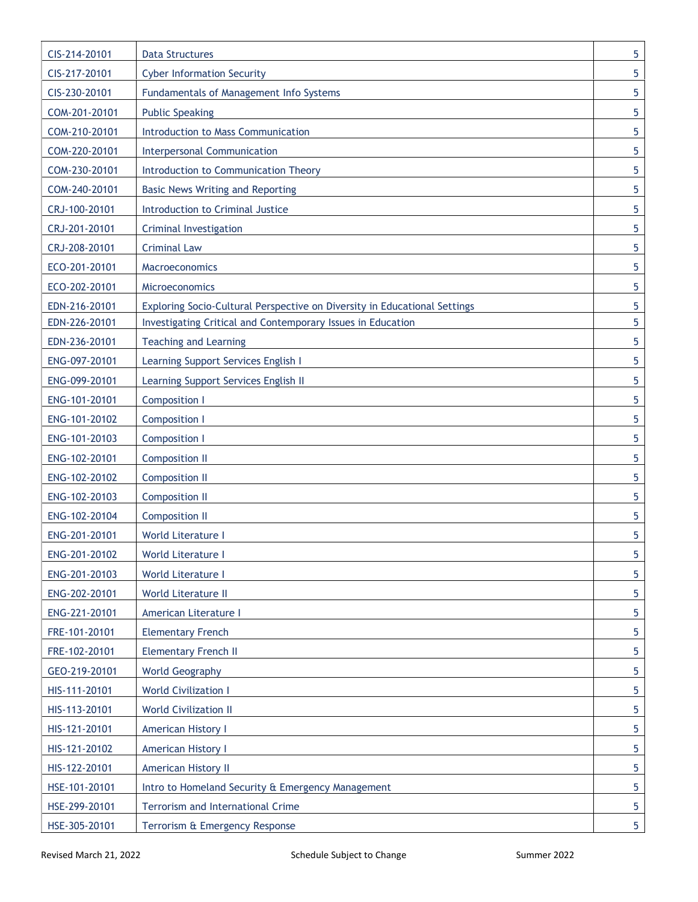| CIS-214-20101 | Data Structures | 5 |
|---|---|---|
| CIS-217-20101 | Cyber Information Security | 5 |
| CIS-230-20101 | Fundamentals of Management Info Systems | 5 |
| COM-201-20101 | Public Speaking | 5 |
| COM-210-20101 | Introduction to Mass Communication | 5 |
| COM-220-20101 | Interpersonal Communication | 5 |
| COM-230-20101 | Introduction to Communication Theory | 5 |
| COM-240-20101 | Basic News Writing and Reporting | 5 |
| CRJ-100-20101 | Introduction to Criminal Justice | 5 |
| CRJ-201-20101 | Criminal Investigation | 5 |
| CRJ-208-20101 | Criminal Law | 5 |
| ECO-201-20101 | Macroeconomics | 5 |
| ECO-202-20101 | Microeconomics | 5 |
| EDN-216-20101 | Exploring Socio-Cultural Perspective on Diversity in Educational Settings | 5 |
| EDN-226-20101 | Investigating Critical and Contemporary Issues in Education | 5 |
| EDN-236-20101 | Teaching and Learning | 5 |
| ENG-097-20101 | Learning Support Services English I | 5 |
| ENG-099-20101 | Learning Support Services English II | 5 |
| ENG-101-20101 | Composition I | 5 |
| ENG-101-20102 | Composition I | 5 |
| ENG-101-20103 | Composition I | 5 |
| ENG-102-20101 | Composition II | 5 |
| ENG-102-20102 | Composition II | 5 |
| ENG-102-20103 | Composition II | 5 |
| ENG-102-20104 | Composition II | 5 |
| ENG-201-20101 | World Literature I | 5 |
| ENG-201-20102 | World Literature I | 5 |
| ENG-201-20103 | World Literature I | 5 |
| ENG-202-20101 | World Literature II | 5 |
| ENG-221-20101 | American Literature I | 5 |
| FRE-101-20101 | Elementary French | 5 |
| FRE-102-20101 | Elementary French II | 5 |
| GEO-219-20101 | World Geography | 5 |
| HIS-111-20101 | World Civilization I | 5 |
| HIS-113-20101 | World Civilization II | 5 |
| HIS-121-20101 | American History I | 5 |
| HIS-121-20102 | American History I | 5 |
| HIS-122-20101 | American History II | 5 |
| HSE-101-20101 | Intro to Homeland Security & Emergency Management | 5 |
| HSE-299-20101 | Terrorism and International Crime | 5 |
| HSE-305-20101 | Terrorism & Emergency Response | 5 |

Revised March 21, 2022 Schedule Subject to Change Summer 2022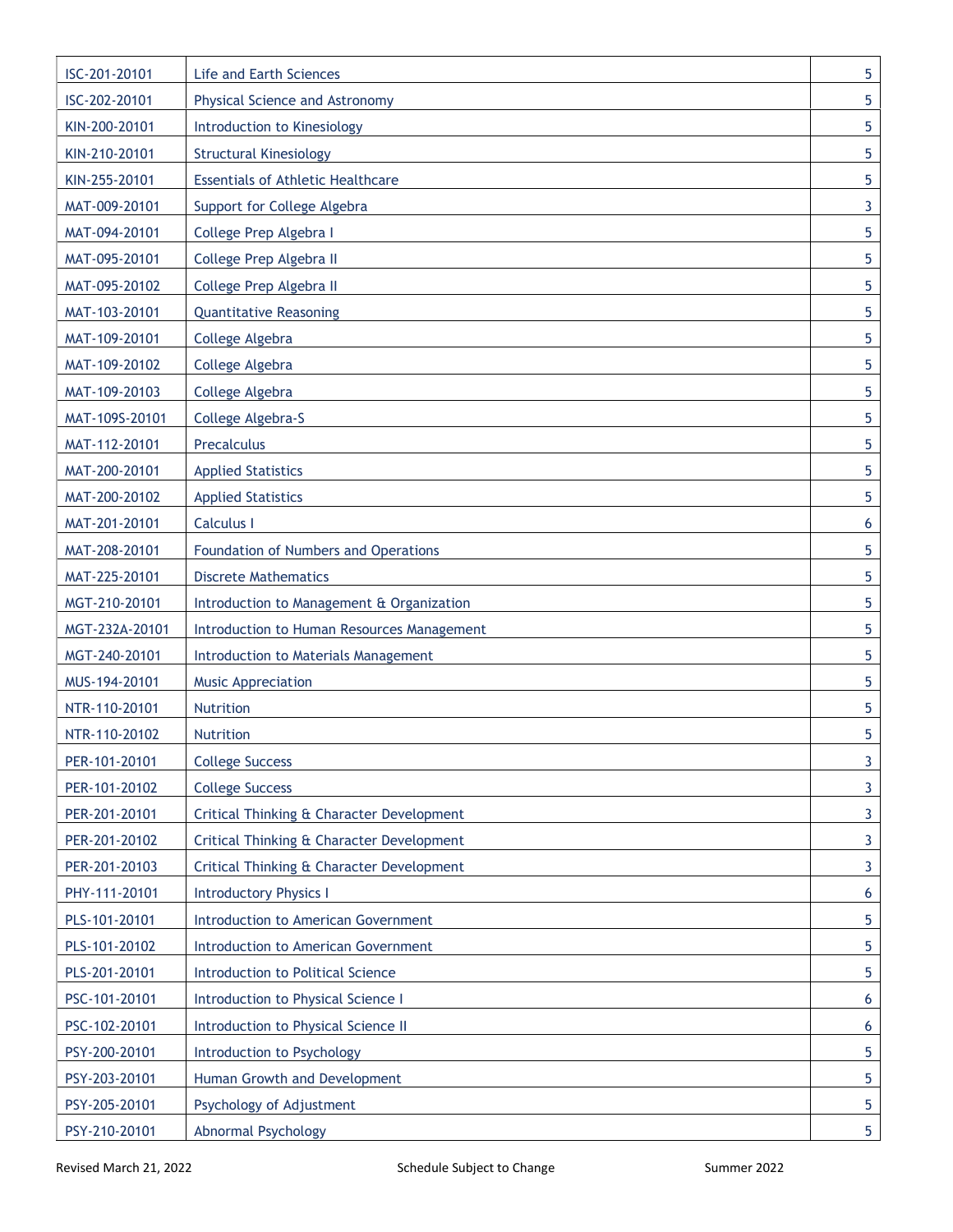| | | |
|---|---|---|
| ISC-201-20101 | Life and Earth Sciences | 5 |
| ISC-202-20101 | Physical Science and Astronomy | 5 |
| KIN-200-20101 | Introduction to Kinesiology | 5 |
| KIN-210-20101 | Structural Kinesiology | 5 |
| KIN-255-20101 | Essentials of Athletic Healthcare | 5 |
| MAT-009-20101 | Support for College Algebra | 3 |
| MAT-094-20101 | College Prep Algebra I | 5 |
| MAT-095-20101 | College Prep Algebra II | 5 |
| MAT-095-20102 | College Prep Algebra II | 5 |
| MAT-103-20101 | Quantitative Reasoning | 5 |
| MAT-109-20101 | College Algebra | 5 |
| MAT-109-20102 | College Algebra | 5 |
| MAT-109-20103 | College Algebra | 5 |
| MAT-109S-20101 | College Algebra-S | 5 |
| MAT-112-20101 | Precalculus | 5 |
| MAT-200-20101 | Applied Statistics | 5 |
| MAT-200-20102 | Applied Statistics | 5 |
| MAT-201-20101 | Calculus I | 6 |
| MAT-208-20101 | Foundation of Numbers and Operations | 5 |
| MAT-225-20101 | Discrete Mathematics | 5 |
| MGT-210-20101 | Introduction to Management & Organization | 5 |
| MGT-232A-20101 | Introduction to Human Resources Management | 5 |
| MGT-240-20101 | Introduction to Materials Management | 5 |
| MUS-194-20101 | Music Appreciation | 5 |
| NTR-110-20101 | Nutrition | 5 |
| NTR-110-20102 | Nutrition | 5 |
| PER-101-20101 | College Success | 3 |
| PER-101-20102 | College Success | 3 |
| PER-201-20101 | Critical Thinking & Character Development | 3 |
| PER-201-20102 | Critical Thinking & Character Development | 3 |
| PER-201-20103 | Critical Thinking & Character Development | 3 |
| PHY-111-20101 | Introductory Physics I | 6 |
| PLS-101-20101 | Introduction to American Government | 5 |
| PLS-101-20102 | Introduction to American Government | 5 |
| PLS-201-20101 | Introduction to Political Science | 5 |
| PSC-101-20101 | Introduction to Physical Science I | 6 |
| PSC-102-20101 | Introduction to Physical Science II | 6 |
| PSY-200-20101 | Introduction to Psychology | 5 |
| PSY-203-20101 | Human Growth and Development | 5 |
| PSY-205-20101 | Psychology of Adjustment | 5 |
| PSY-210-20101 | Abnormal Psychology | 5 |

Revised March 21, 2022 Schedule Subject to Change Summer 2022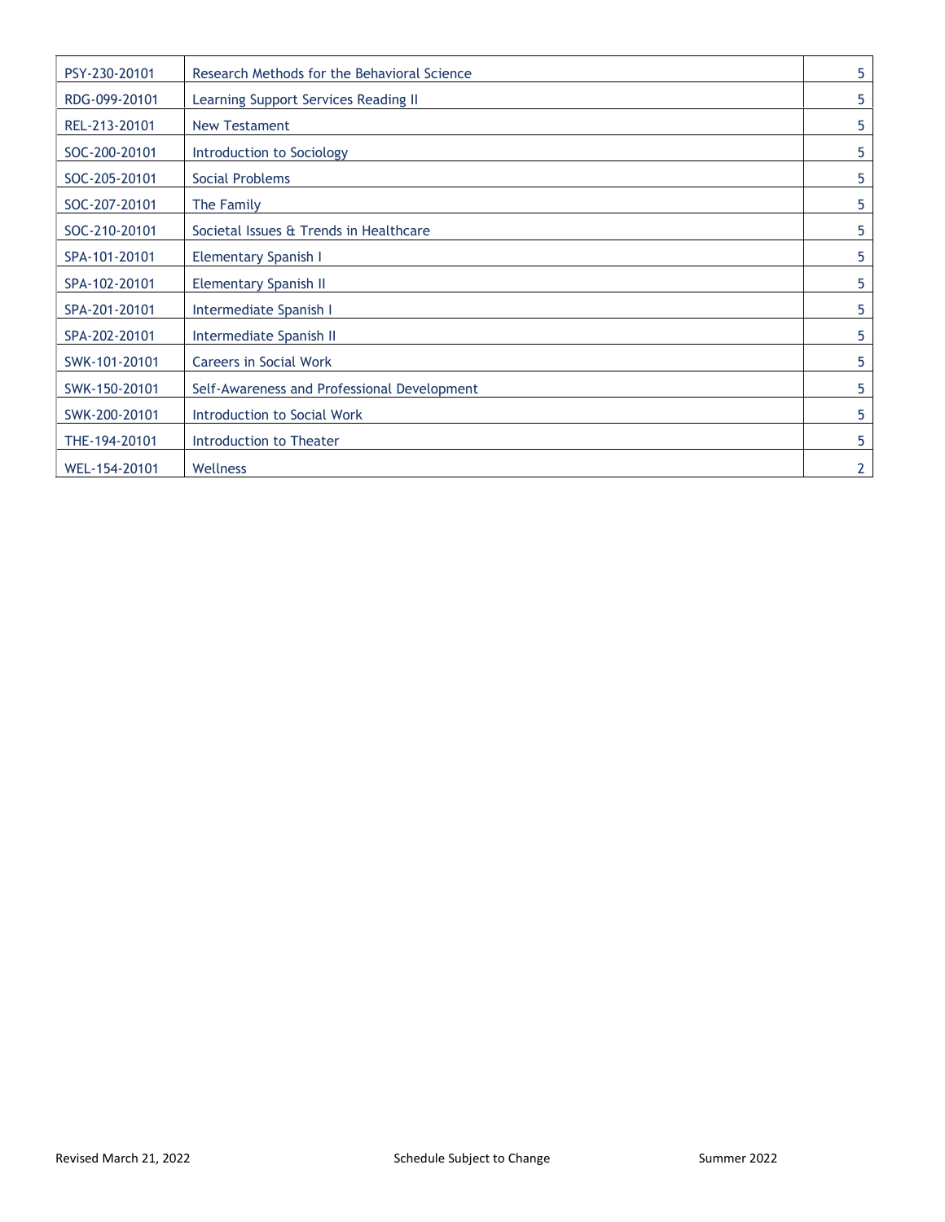| | | |
|---|---|---|
| PSY-230-20101 | Research Methods for the Behavioral Science | 5 |
| RDG-099-20101 | Learning Support Services Reading II | 5 |
| REL-213-20101 | New Testament | 5 |
| SOC-200-20101 | Introduction to Sociology | 5 |
| SOC-205-20101 | Social Problems | 5 |
| SOC-207-20101 | The Family | 5 |
| SOC-210-20101 | Societal Issues & Trends in Healthcare | 5 |
| SPA-101-20101 | Elementary Spanish I | 5 |
| SPA-102-20101 | Elementary Spanish II | 5 |
| SPA-201-20101 | Intermediate Spanish I | 5 |
| SPA-202-20101 | Intermediate Spanish II | 5 |
| SWK-101-20101 | Careers in Social Work | 5 |
| SWK-150-20101 | Self-Awareness and Professional Development | 5 |
| SWK-200-20101 | Introduction to Social Work | 5 |
| THE-194-20101 | Introduction to Theater | 5 |
| WEL-154-20101 | Wellness | 2 |